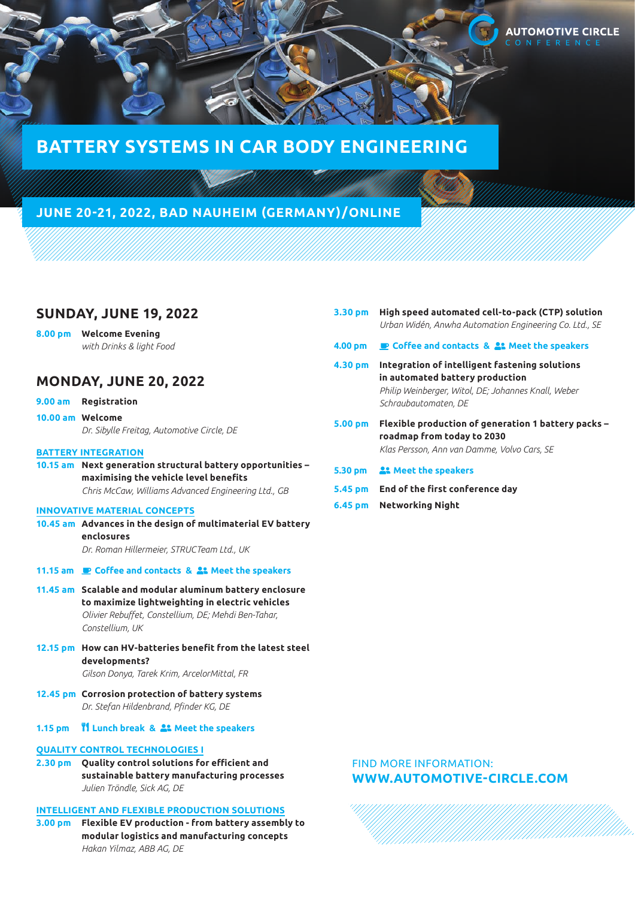AUTOMOTIVE CIRCLE CONFERENCE

# BATTERY SYSTEMS IN CAR BODY ENGINEERING

## JUNE 20-21, 2022, BAD NAUHEIM (GERMANY)/ONLINE

## SUNDAY, JUNE 19, 2022

**8.00 pm** **Welcome Evening**
*with Drinks & light Food*

## MONDAY, JUNE 20, 2022

**9.00 am** **Registration**

**10.00 am** **Welcome**
*Dr. Sibylle Freitag, Automotive Circle, DE*

### BATTERY INTEGRATION

**10.15 am** **Next generation structural battery opportunities – maximising the vehicle level benefits**
*Chris McCaw, Williams Advanced Engineering Ltd., GB*

### INNOVATIVE MATERIAL CONCEPTS

**10.45 am** **Advances in the design of multimaterial EV battery enclosures**
*Dr. Roman Hillermeier, STRUCTeam Ltd., UK*

**11.15 am** Coffee and contacts & Meet the speakers

**11.45 am** **Scalable and modular aluminum battery enclosure to maximize lightweighting in electric vehicles**
*Olivier Rebuffet, Constellium, DE; Mehdi Ben-Tahar, Constellium, UK*

**12.15 pm** **How can HV-batteries benefit from the latest steel developments?**
*Gilson Donya, Tarek Krim, ArcelorMittal, FR*

**12.45 pm** **Corrosion protection of battery systems**
*Dr. Stefan Hildenbrand, Pfinder KG, DE*

**1.15 pm** Lunch break & Meet the speakers

### QUALITY CONTROL TECHNOLOGIES I

**2.30 pm** **Quality control solutions for efficient and sustainable battery manufacturing processes**
*Julien Tröndle, Sick AG, DE*

### INTELLIGENT AND FLEXIBLE PRODUCTION SOLUTIONS

**3.00 pm** **Flexible EV production - from battery assembly to modular logistics and manufacturing concepts**
*Hakan Yilmaz, ABB AG, DE*

**3.30 pm** **High speed automated cell-to-pack (CTP) solution**
*Urban Widén, Anwha Automation Engineering Co. Ltd., SE*

**4.00 pm** Coffee and contacts & Meet the speakers

**4.30 pm** **Integration of intelligent fastening solutions in automated battery production**
*Philip Weinberger, Witol, DE; Johannes Knall, Weber Schraubautomaten, DE*

**5.00 pm** **Flexible production of generation 1 battery packs – roadmap from today to 2030**
*Klas Persson, Ann van Damme, Volvo Cars, SE*

**5.30 pm** Meet the speakers

**5.45 pm** **End of the first conference day**

**6.45 pm** **Networking Night**

FIND MORE INFORMATION:
**WWW.AUTOMOTIVE-CIRCLE.COM**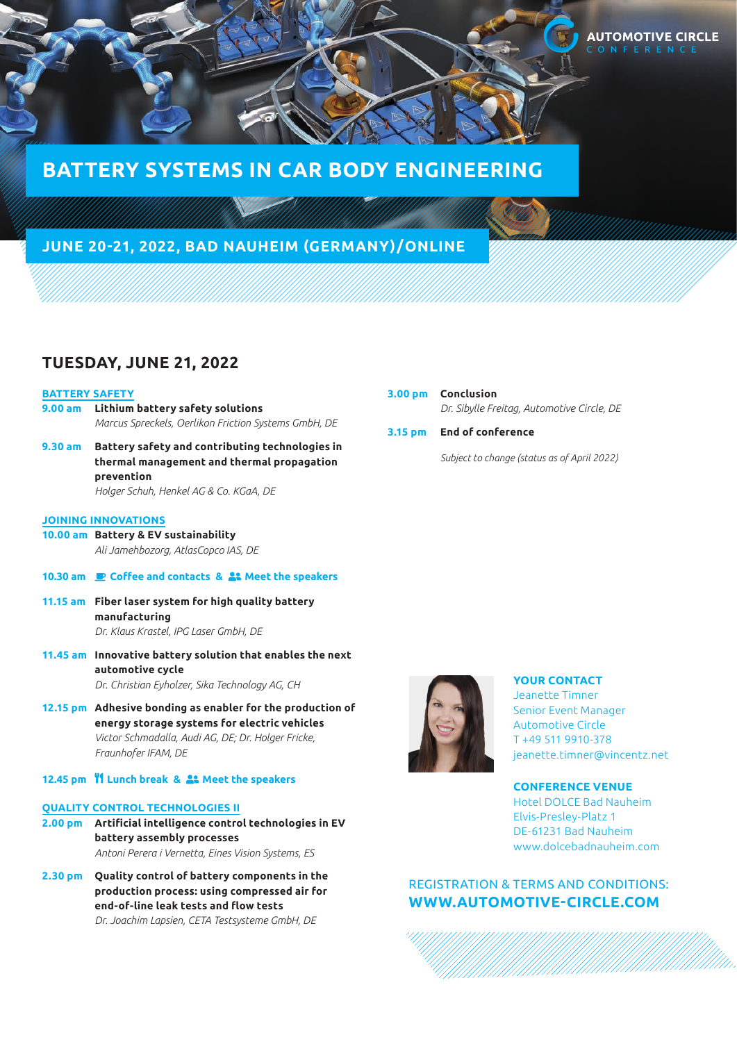AUTOMOTIVE CIRCLE CONFERENCE

# BATTERY SYSTEMS IN CAR BODY ENGINEERING

## JUNE 20-21, 2022, BAD NAUHEIM (GERMANY)/ONLINE

## TUESDAY, JUNE 21, 2022

### BATTERY SAFETY

**9.00 am** **Lithium battery safety solutions**
*Marcus Spreckels, Oerlikon Friction Systems GmbH, DE*

**9.30 am** **Battery safety and contributing technologies in thermal management and thermal propagation prevention**
*Holger Schuh, Henkel AG & Co. KGaA, DE*

### JOINING INNOVATIONS

**10.00 am** **Battery & EV sustainability**
*Ali Jamehbozorg, AtlasCopco IAS, DE*

**10.30 am** Coffee and contacts & Meet the speakers

**11.15 am** **Fiber laser system for high quality battery manufacturing**
*Dr. Klaus Krastel, IPG Laser GmbH, DE*

**11.45 am** **Innovative battery solution that enables the next automotive cycle**
*Dr. Christian Eyholzer, Sika Technology AG, CH*

**12.15 pm** **Adhesive bonding as enabler for the production of energy storage systems for electric vehicles**
*Victor Schmadalla, Audi AG, DE; Dr. Holger Fricke, Fraunhofer IFAM, DE*

**12.45 pm** Lunch break & Meet the speakers

### QUALITY CONTROL TECHNOLOGIES II

**2.00 pm** **Artificial intelligence control technologies in EV battery assembly processes**
*Antoni Perera i Vernetta, Eines Vision Systems, ES*

**2.30 pm** **Quality control of battery components in the production process: using compressed air for end-of-line leak tests and flow tests**
*Dr. Joachim Lapsien, CETA Testsysteme GmbH, DE*

**3.00 pm** **Conclusion**
*Dr. Sibylle Freitag, Automotive Circle, DE*

**3.15 pm** **End of conference**

*Subject to change (status as of April 2022)*

### YOUR CONTACT

Jeanette Timner
Senior Event Manager
Automotive Circle
T +49 511 9910-378
jeanette.timner@vincentz.net

### CONFERENCE VENUE

Hotel DOLCE Bad Nauheim
Elvis-Presley-Platz 1
DE-61231 Bad Nauheim
www.dolcebadnauheim.com

REGISTRATION & TERMS AND CONDITIONS:
**WWW.AUTOMOTIVE-CIRCLE.COM**